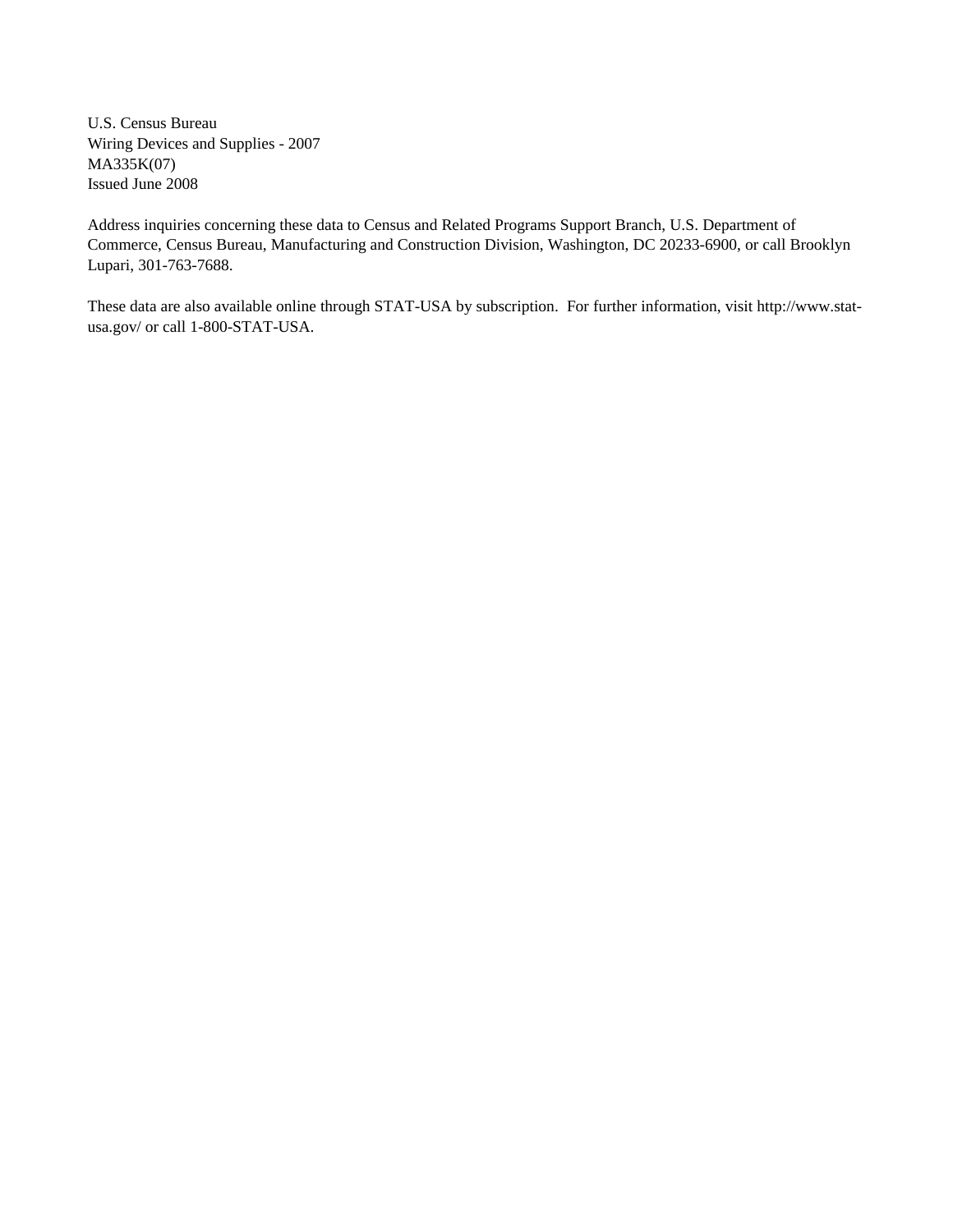U.S. Census Bureau
Wiring Devices and Supplies - 2007
MA335K(07)
Issued June 2008

Address inquiries concerning these data to Census and Related Programs Support Branch, U.S. Department of Commerce, Census Bureau, Manufacturing and Construction Division, Washington, DC 20233-6900, or call Brooklyn Lupari, 301-763-7688.

These data are also available online through STAT-USA by subscription. For further information, visit http://www.stat-usa.gov/ or call 1-800-STAT-USA.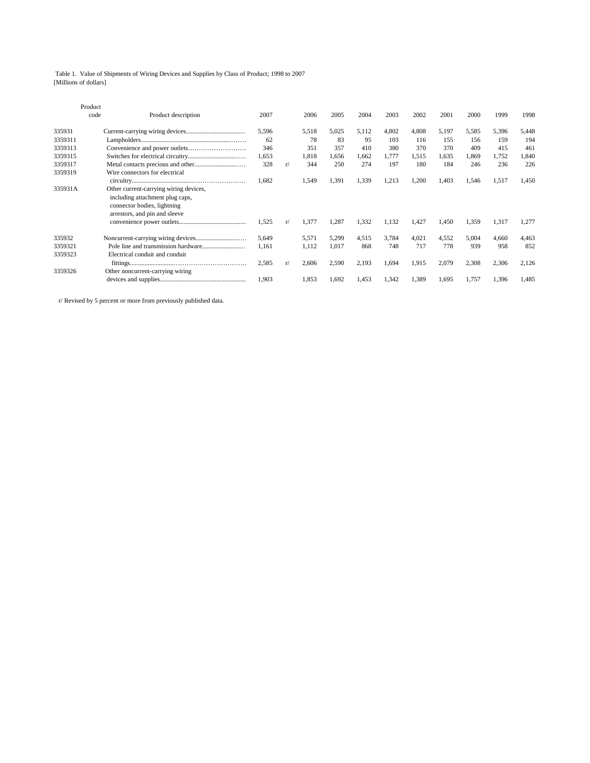Table 1. Value of Shipments of Wiring Devices and Supplies by Class of Product; 1998 to 2007
[Millions of dollars]

| Product code | Product description | 2007 | | 2006 | 2005 | 2004 | 2003 | 2002 | 2001 | 2000 | 1999 | 1998 |
|---|---|---|---|---|---|---|---|---|---|---|---|---|
| 335931 | Current-carrying wiring devices | 5,596 | | 5,518 | 5,025 | 5,112 | 4,802 | 4,808 | 5,197 | 5,585 | 5,396 | 5,448 |
| 3359311 | Lampholders | 62 | | 78 | 83 | 95 | 103 | 116 | 155 | 156 | 159 | 194 |
| 3359313 | Convenience and power outlets | 346 | | 351 | 357 | 410 | 380 | 370 | 370 | 409 | 415 | 461 |
| 3359315 | Switches for electrical circuitry | 1,653 | | 1,818 | 1,656 | 1,662 | 1,777 | 1,515 | 1,635 | 1,869 | 1,752 | 1,840 |
| 3359317 | Metal contacts precious and other | 328 | r/ | 344 | 250 | 274 | 197 | 180 | 184 | 246 | 236 | 226 |
| 3359319 | Wire connectors for electrical circuitry | 1,682 | | 1,549 | 1,391 | 1,339 | 1,213 | 1,200 | 1,403 | 1,546 | 1,517 | 1,450 |
| 335931A | Other current-carrying wiring devices, including attachment plug caps, connector bodies, lightning arrestors, and pin and sleeve convenience power outlets | 1,525 | r/ | 1,377 | 1,287 | 1,332 | 1,132 | 1,427 | 1,450 | 1,359 | 1,317 | 1,277 |
| 335932 | Noncurrent-carrying wiring devices | 5,649 | | 5,571 | 5,299 | 4,515 | 3,784 | 4,021 | 4,552 | 5,004 | 4,660 | 4,463 |
| 3359321 | Pole line and transmission hardware | 1,161 | | 1,112 | 1,017 | 868 | 748 | 717 | 778 | 939 | 958 | 852 |
| 3359323 | Electrical conduit and conduit fittings | 2,585 | r/ | 2,606 | 2,590 | 2,193 | 1,694 | 1,915 | 2,079 | 2,308 | 2,306 | 2,126 |
| 3359326 | Other noncurrent-carrying wiring devices and supplies | 1,903 | | 1,853 | 1,692 | 1,453 | 1,342 | 1,389 | 1,695 | 1,757 | 1,396 | 1,485 |

r/ Revised by 5 percent or more from previously published data.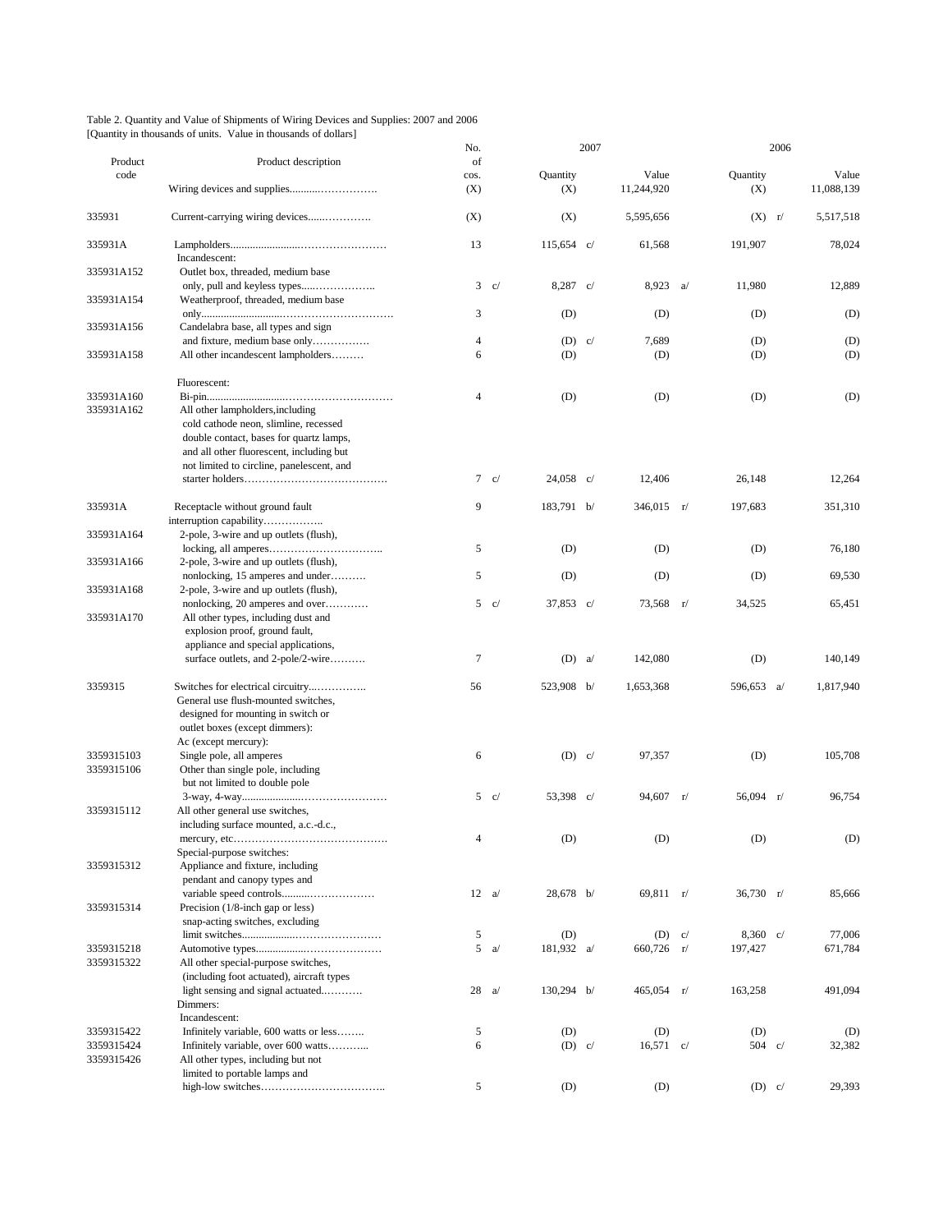Table 2. Quantity and Value of Shipments of Wiring Devices and Supplies: 2007 and 2006
[Quantity in thousands of units. Value in thousands of dollars]

| Product code | Product description | No. of cos. | | 2007 Quantity | | 2007 Value | | 2006 Quantity | | 2006 Value |
|---|---|---|---|---|---|---|---|---|---|---|
| | Wiring devices and supplies……………………. | (X) | | (X) | | 11,244,920 | | (X) | | 11,088,139 |
| 335931 | Current-carrying wiring devices…………………. | (X) | | (X) | | 5,595,656 | | (X) | r/ | 5,517,518 |
| 335931A | Lampholders……………………………………… | 13 | | 115,654 | c/ | 61,568 | | 191,907 | | 78,024 |
| | Incandescent: | | | | | | | | | |
| 335931A152 | Outlet box, threaded, medium base only, pull and keyless types……………….. | 3 | c/ | 8,287 | c/ | 8,923 | a/ | 11,980 | | 12,889 |
| 335931A154 | Weatherproof, threaded, medium base only……………………………………………. | 3 | | (D) | | (D) | | (D) | | (D) |
| 335931A156 | Candelabra base, all types and sign and fixture, medium base only……………. | 4 | | (D) | c/ | 7,689 | | (D) | | (D) |
| 335931A158 | All other incandescent lampholders……… | 6 | | (D) | | (D) | | (D) | | (D) |
| | Fluorescent: | | | | | | | | | |
| 335931A160 | Bi-pin……………………………………………… | 4 | | (D) | | (D) | | (D) | | (D) |
| 335931A162 | All other lampholders,including cold cathode neon, slimline, recessed double contact, bases for quartz lamps, and all other fluorescent, including but not limited to circline, panelescent, and starter holders…………………………………. | 7 | c/ | 24,058 | c/ | 12,406 | | 26,148 | | 12,264 |
| 335931A | Receptacle without ground fault interruption capability…………….. | 9 | | 183,791 | b/ | 346,015 | r/ | 197,683 | | 351,310 |
| 335931A164 | 2-pole, 3-wire and up outlets (flush), locking, all amperes………………………….. | 5 | | (D) | | (D) | | (D) | | 76,180 |
| 335931A166 | 2-pole, 3-wire and up outlets (flush), nonlocking, 15 amperes and under………. | 5 | | (D) | | (D) | | (D) | | 69,530 |
| 335931A168 | 2-pole, 3-wire and up outlets (flush), nonlocking, 20 amperes and over………… | 5 | c/ | 37,853 | c/ | 73,568 | r/ | 34,525 | | 65,451 |
| 335931A170 | All other types, including dust and explosion proof, ground fault, appliance and special applications, surface outlets, and 2-pole/2-wire………. | 7 | | (D) | a/ | 142,080 | | (D) | | 140,149 |
| 3359315 | Switches for electrical circuitry……………. | 56 | | 523,908 | b/ | 1,653,368 | | 596,653 | a/ | 1,817,940 |
| | General use flush-mounted switches, designed for mounting in switch or outlet boxes (except dimmers): | | | | | | | | | |
| | Ac (except mercury): | | | | | | | | | |
| 3359315103 | Single pole, all amperes | 6 | | (D) | c/ | 97,357 | | (D) | | 105,708 |
| 3359315106 | Other than single pole, including but not limited to double pole 3-way, 4-way………………………………… | 5 | c/ | 53,398 | c/ | 94,607 | r/ | 56,094 | r/ | 96,754 |
| 3359315112 | All other general use switches, including surface mounted, a.c.-d.c., mercury, etc……………………………………. | 4 | | (D) | | (D) | | (D) | | (D) |
| | Special-purpose switches: | | | | | | | | | |
| 3359315312 | Appliance and fixture, including pendant and canopy types and variable speed controls…………………… | 12 | a/ | 28,678 | b/ | 69,811 | r/ | 36,730 | r/ | 85,666 |
| 3359315314 | Precision (1/8-inch gap or less) snap-acting switches, excluding limit switches………………………………… | 5 | | (D) | | (D) | c/ | 8,360 | c/ | 77,006 |
| 3359315218 | Automotive types……………………………… | 5 | a/ | 181,932 | a/ | 660,726 | r/ | 197,427 | | 671,784 |
| 3359315322 | All other special-purpose switches, (including foot actuated), aircraft types light sensing and signal actuated……….. | 28 | a/ | 130,294 | b/ | 465,054 | r/ | 163,258 | | 491,094 |
| | Dimmers: | | | | | | | | | |
| | Incandescent: | | | | | | | | | |
| 3359315422 | Infinitely variable, 600 watts or less…….. | 5 | | (D) | | (D) | | (D) | | (D) |
| 3359315424 | Infinitely variable, over 600 watts……….. | 6 | | (D) | c/ | 16,571 | c/ | 504 | c/ | 32,382 |
| 3359315426 | All other types, including but not limited to portable lamps and high-low switches…………………………….. | 5 | | (D) | | (D) | | (D) | c/ | 29,393 |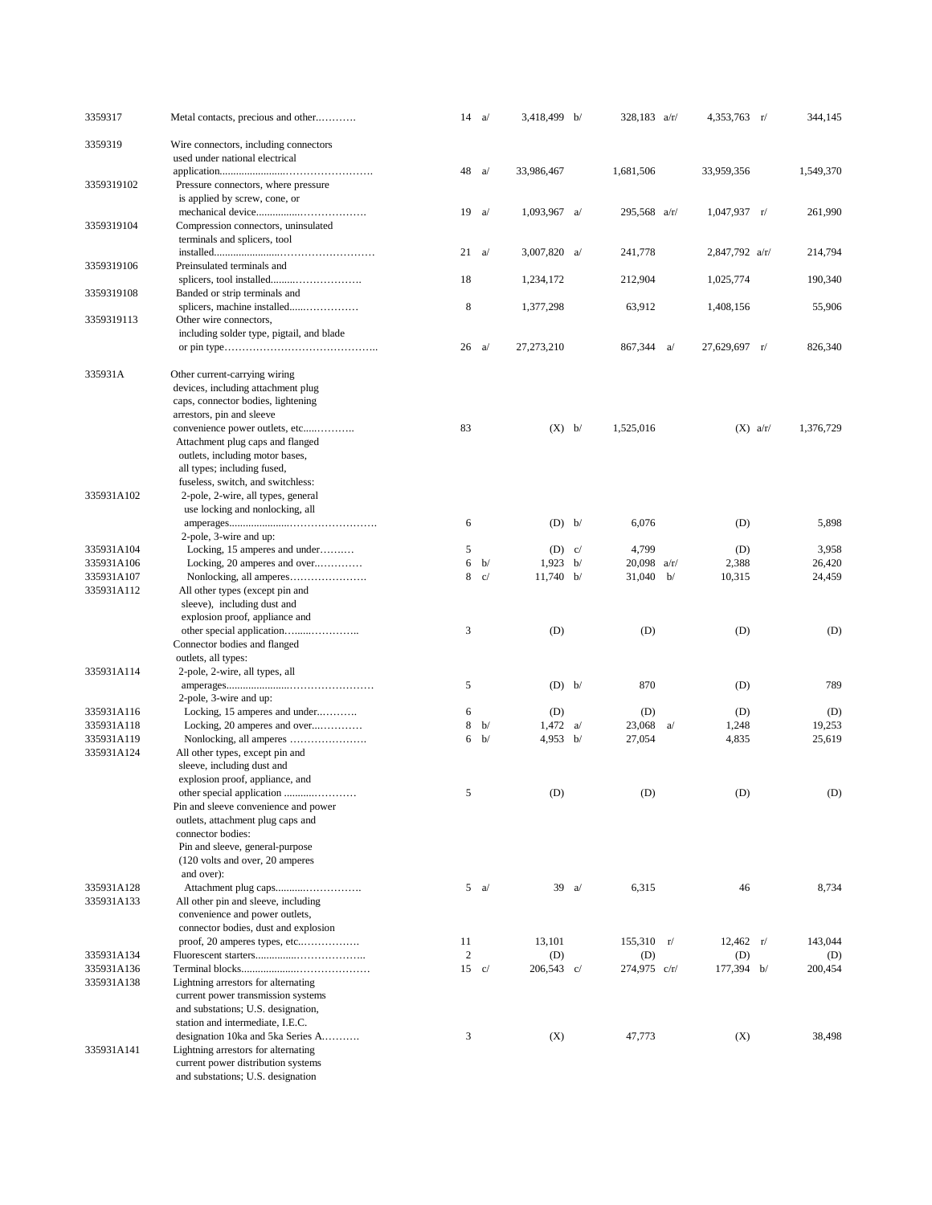| | | | | | | | | | | |
|---|---|---|---|---|---|---|---|---|---|---|
| 3359317 | Metal contacts, precious and other........... | 14 | a/ | 3,418,499 | b/ | 328,183 | a/r/ | 4,353,763 | r/ | 344,145 |
| 3359319 | Wire connectors, including connectors used under national electrical application............................................... | 48 | a/ | 33,986,467 | | 1,681,506 | | 33,959,356 | | 1,549,370 |
| 3359319102 | Pressure connectors, where pressure is applied by screw, cone, or mechanical device.................................... | 19 | a/ | 1,093,967 | a/ | 295,568 | a/r/ | 1,047,937 | r/ | 261,990 |
| 3359319104 | Compression connectors, uninsulated terminals and splicers, tool installed................................................ | 21 | a/ | 3,007,820 | a/ | 241,778 | | 2,847,792 | a/r/ | 214,794 |
| 3359319106 | Preinsulated terminals and splicers, tool installed.............................. | 18 | | 1,234,172 | | 212,904 | | 1,025,774 | | 190,340 |
| 3359319108 | Banded or strip terminals and splicers, machine installed...................... | 8 | | 1,377,298 | | 63,912 | | 1,408,156 | | 55,906 |
| 3359319113 | Other wire connectors, including solder type, pigtail, and blade or pin type.......................................... | 26 | a/ | 27,273,210 | | 867,344 | a/ | 27,629,697 | r/ | 826,340 |
| 335931A | Other current-carrying wiring devices, including attachment plug caps, connector bodies, lightening arrestors, pin and sleeve convenience power outlets, etc................ | 83 | | (X) | b/ | 1,525,016 | | (X) | a/r/ | 1,376,729 |
| | Attachment plug caps and flanged outlets, including motor bases, all types; including fused, fuseless, switch, and switchless: | | | | | | | | | |
| 335931A102 | 2-pole, 2-wire, all types, general use locking and nonlocking, all amperages................................................ | 6 | | (D) | b/ | 6,076 | | (D) | | 5,898 |
| | 2-pole, 3-wire and up: | | | | | | | | | |
| 335931A104 | Locking, 15 amperes and under.......... | 5 | | (D) | c/ | 4,799 | | (D) | | 3,958 |
| 335931A106 | Locking, 20 amperes and over............. | 6 | b/ | 1,923 | b/ | 20,098 | a/r/ | 2,388 | | 26,420 |
| 335931A107 | Nonlocking, all amperes...................... | 8 | c/ | 11,740 | b/ | 31,040 | b/ | 10,315 | | 24,459 |
| 335931A112 | All other types (except pin and sleeve), including dust and explosion proof, appliance and other special application........................ | 3 | | (D) | | (D) | | (D) | | (D) |
| | Connector bodies and flanged outlets, all types: | | | | | | | | | |
| 335931A114 | 2-pole, 2-wire, all types, all amperages................................................ | 5 | | (D) | b/ | 870 | | (D) | | 789 |
| | 2-pole, 3-wire and up: | | | | | | | | | |
| 335931A116 | Locking, 15 amperes and under........... | 6 | | (D) | | (D) | | (D) | | (D) |
| 335931A118 | Locking, 20 amperes and over.............. | 8 | b/ | 1,472 | a/ | 23,068 | a/ | 1,248 | | 19,253 |
| 335931A119 | Nonlocking, all amperes ...................... | 6 | b/ | 4,953 | b/ | 27,054 | | 4,835 | | 25,619 |
| 335931A124 | All other types, except pin and sleeve, including dust and explosion proof, appliance, and other special application ........................ | 5 | | (D) | | (D) | | (D) | | (D) |
| | Pin and sleeve convenience and power outlets, attachment plug caps and connector bodies: | | | | | | | | | |
| | Pin and sleeve, general-purpose (120 volts and over, 20 amperes and over): | | | | | | | | | |
| 335931A128 | Attachment plug caps............................. | 5 | a/ | 39 | a/ | 6,315 | | 46 | | 8,734 |
| 335931A133 | All other pin and sleeve, including convenience and power outlets, connector bodies, dust and explosion proof, 20 amperes types, etc.................. | 11 | | 13,101 | | 155,310 | r/ | 12,462 | r/ | 143,044 |
| 335931A134 | Fluorescent starters.................................... | 2 | | (D) | | (D) | | (D) | | (D) |
| 335931A136 | Terminal blocks.......................................... | 15 | c/ | 206,543 | c/ | 274,975 | c/r/ | 177,394 | b/ | 200,454 |
| 335931A138 | Lightning arrestors for alternating current power transmission systems and substations; U.S. designation, station and intermediate, I.E.C. designation 10ka and 5ka Series A........... | 3 | | (X) | | 47,773 | | (X) | | 38,498 |
| 335931A141 | Lightning arrestors for alternating current power distribution systems and substations; U.S. designation | | | | | | | | | |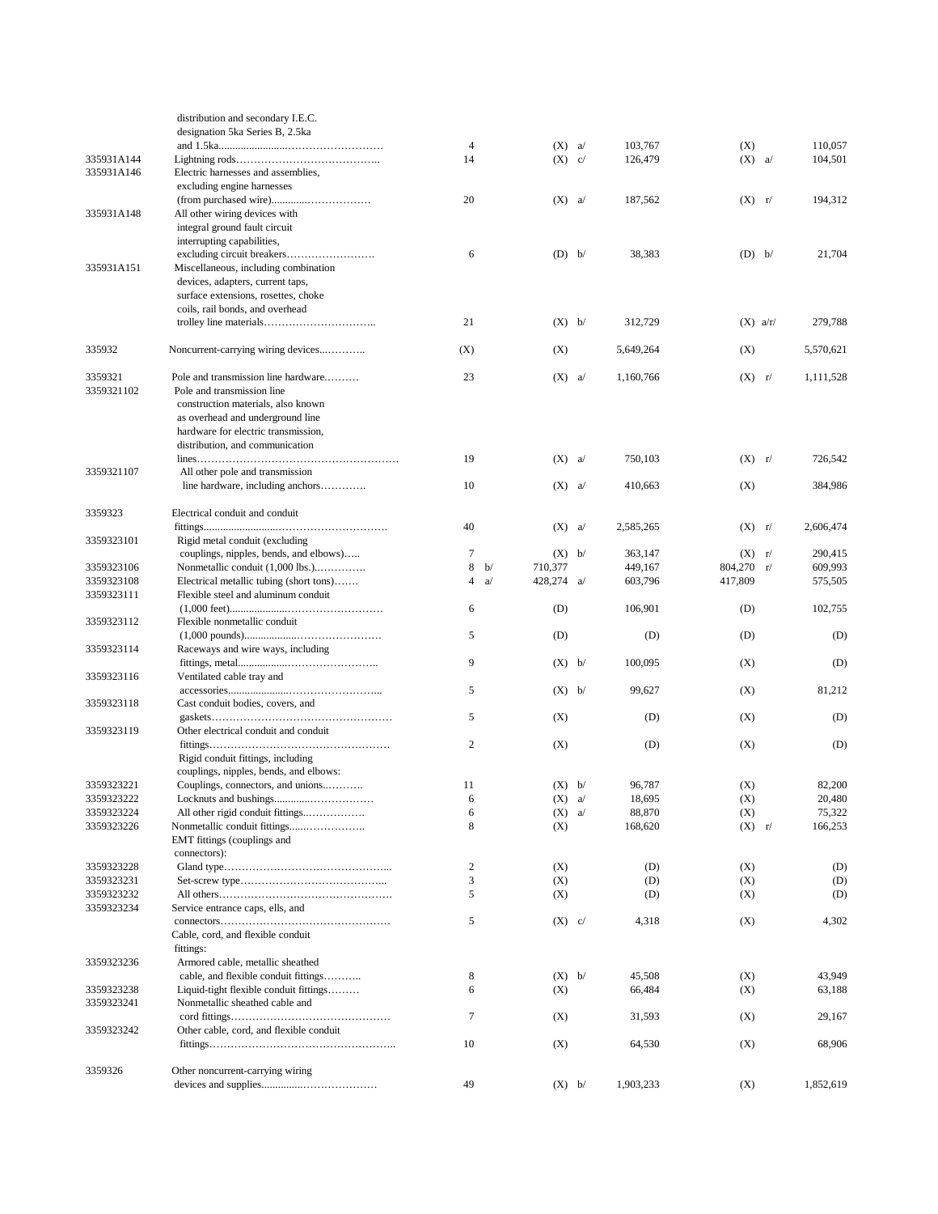| | | | | | | |
|---|---|---|---|---|---|---|
| | distribution and secondary I.E.C. designation 5ka Series B, 2.5ka and 1.5ka....................................................... | 4 | (X) a/ | 103,767 | (X) | 110,057 |
| 335931A144 | Lightning rods………………………………….. | 14 | (X) c/ | 126,479 | (X) a/ | 104,501 |
| 335931A146 | Electric harnesses and assemblies, excluding engine harnesses (from purchased wire)..............……………… | 20 | (X) a/ | 187,562 | (X) r/ | 194,312 |
| 335931A148 | All other wiring devices with integral ground fault circuit interrupting capabilities, excluding circuit breakers……………………. | 6 | (D) b/ | 38,383 | (D) b/ | 21,704 |
| 335931A151 | Miscellaneous, including combination devices, adapters, current taps, surface extensions, rosettes, choke coils, rail bonds, and overhead trolley line materials………………………….. | 21 | (X) b/ | 312,729 | (X) a/r/ | 279,788 |
| 335932 | Noncurrent-carrying wiring devices..………….. | (X) | (X) | 5,649,264 | (X) | 5,570,621 |
| 3359321 | Pole and transmission line hardware……… | 23 | (X) a/ | 1,160,766 | (X) r/ | 1,111,528 |
| 3359321102 | Pole and transmission line construction materials, also known as overhead and underground line hardware for electric transmission, distribution, and communication lines………………………………………………… | 19 | (X) a/ | 750,103 | (X) r/ | 726,542 |
| 3359321107 | All other pole and transmission line hardware, including anchors…………. | 10 | (X) a/ | 410,663 | (X) | 384,986 |
| 3359323 | Electrical conduit and conduit fittings...........................…………………………. | 40 | (X) a/ | 2,585,265 | (X) r/ | 2,606,474 |
| 3359323101 | Rigid metal conduit (excluding couplings, nipples, bends, and elbows)….. | 7 | (X) b/ | 363,147 | (X) r/ | 290,415 |
| 3359323106 | Nonmetallic conduit (1,000 lbs.)..………… | 8 b/ | 710,377 | 449,167 | 804,270 r/ | 609,993 |
| 3359323108 | Electrical metallic tubing (short tons)……. | 4 a/ | 428,274 a/ | 603,796 | 417,809 | 575,505 |
| 3359323111 | Flexible steel and aluminum conduit (1,000 feet)..................……………………… | 6 | (D) | 106,901 | (D) | 102,755 |
| 3359323112 | Flexible nonmetallic conduit (1,000 pounds)...................…………………… | 5 | (D) | (D) | (D) | (D) |
| 3359323114 | Raceways and wire ways, including fittings, metal.................…………………….. | 9 | (X) b/ | 100,095 | (X) | (D) |
| 3359323116 | Ventilated cable tray and accessories.....................…………………….. | 5 | (X) b/ | 99,627 | (X) | 81,212 |
| 3359323118 | Cast conduit bodies, covers, and gaskets…………………………………………… | 5 | (X) | (D) | (X) | (D) |
| 3359323119 | Other electrical conduit and conduit fittings…………………………………………… | 2 | (X) | (D) | (X) | (D) |
| | Rigid conduit fittings, including couplings, nipples, bends, and elbows: | | | | | |
| 3359323221 | Couplings, connectors, and unions..………. | 11 | (X) b/ | 96,787 | (X) | 82,200 |
| 3359323222 | Locknuts and bushings.............……………… | 6 | (X) a/ | 18,695 | (X) | 20,480 |
| 3359323224 | All other rigid conduit fittings..……………. | 6 | (X) a/ | 88,870 | (X) | 75,322 |
| 3359323226 | Nonmetallic conduit fittings......…………….. | 8 | (X) | 168,620 | (X) r/ | 166,253 |
| | EMT fittings (couplings and connectors): | | | | | |
| 3359323228 | Gland type………………………………………... | 2 | (X) | (D) | (X) | (D) |
| 3359323231 | Set-screw type…………………………………... | 3 | (X) | (D) | (X) | (D) |
| 3359323232 | All others…………………………………………. | 5 | (X) | (D) | (X) | (D) |
| 3359323234 | Service entrance caps, ells, and connectors………………………………………… | 5 | (X) c/ | 4,318 | (X) | 4,302 |
| | Cable, cord, and flexible conduit fittings: | | | | | |
| 3359323236 | Armored cable, metallic sheathed cable, and flexible conduit fittings……….. | 8 | (X) b/ | 45,508 | (X) | 43,949 |
| 3359323238 | Liquid-tight flexible conduit fittings……… | 6 | (X) | 66,484 | (X) | 63,188 |
| 3359323241 | Nonmetallic sheathed cable and cord fittings……………………………………… | 7 | (X) | 31,593 | (X) | 29,167 |
| 3359323242 | Other cable, cord, and flexible conduit fittings…………………………………………….. | 10 | (X) | 64,530 | (X) | 68,906 |
| 3359326 | Other noncurrent-carrying wiring devices and supplies..............………………… | 49 | (X) b/ | 1,903,233 | (X) | 1,852,619 |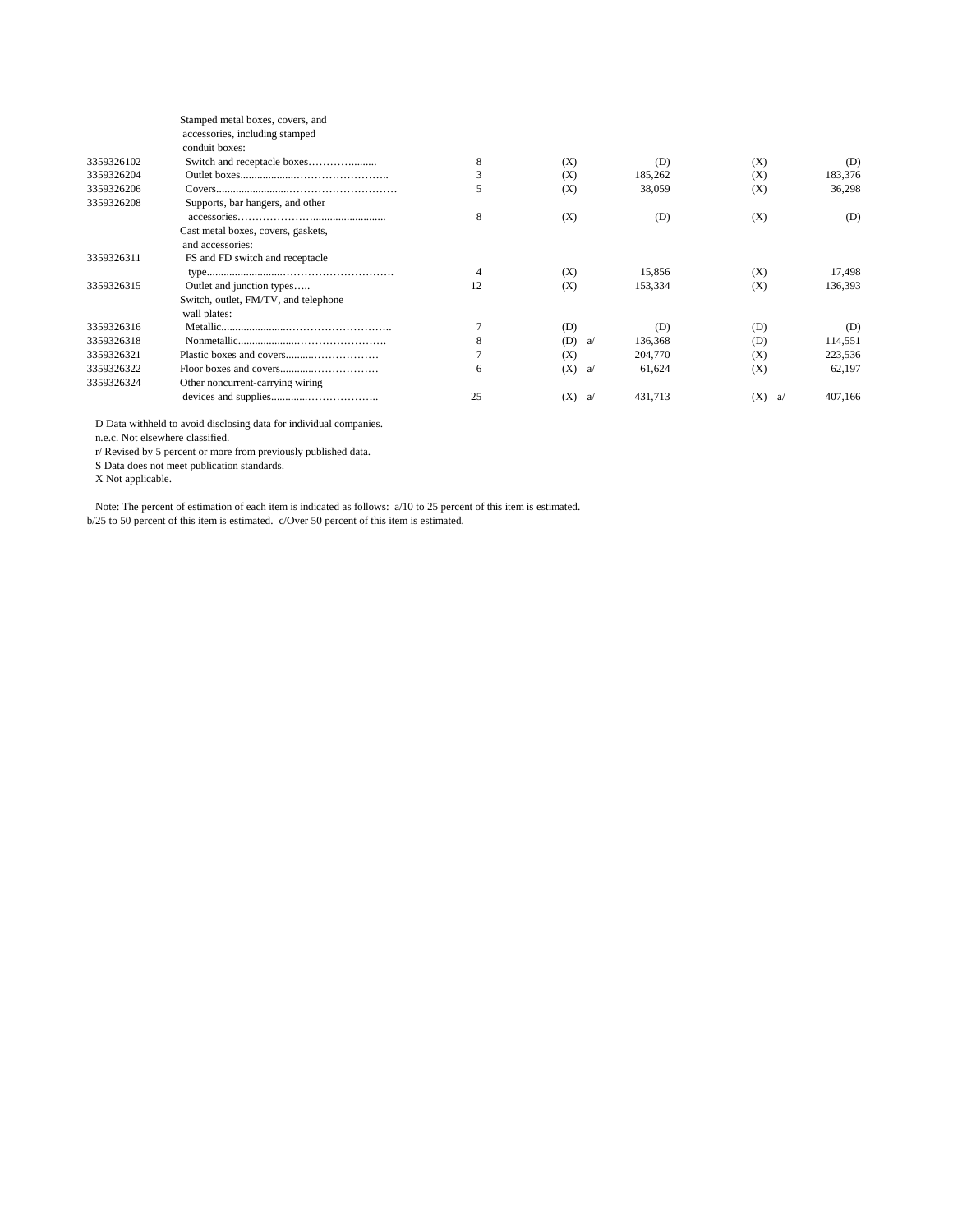| | | | | | | |
|---|---|---|---|---|---|---|
| | Stamped metal boxes, covers, and accessories, including stamped conduit boxes: | | | | | |
| 3359326102 | Switch and receptacle boxes……………......... | 8 | (X) | (D) | (X) | (D) |
| 3359326204 | Outlet boxes...................…………………….. | 3 | (X) | 185,262 | (X) | 183,376 |
| 3359326206 | Covers.........................………………………. | 5 | (X) | 38,059 | (X) | 36,298 |
| 3359326208 | Supports, bar hangers, and other accessories…………………........................ | 8 | (X) | (D) | (X) | (D) |
| | Cast metal boxes, covers, gaskets, and accessories: | | | | | |
| 3359326311 | FS and FD switch and receptacle type.........................…………………………. | 4 | (X) | 15,856 | (X) | 17,498 |
| 3359326315 | Outlet and junction types….. | 12 | (X) | 153,334 | (X) | 136,393 |
| | Switch, outlet, FM/TV, and telephone wall plates: | | | | | |
| 3359326316 | Metallic......................……………………….. | 7 | (D) | (D) | (D) | (D) |
| 3359326318 | Nonmetallic...................……………………. | 8 | (D) a/ | 136,368 | (D) | 114,551 |
| 3359326321 | Plastic boxes and covers..........……………… | 7 | (X) | 204,770 | (X) | 223,536 |
| 3359326322 | Floor boxes and covers............……………… | 6 | (X) a/ | 61,624 | (X) | 62,197 |
| 3359326324 | Other noncurrent-carrying wiring devices and supplies............……………….. | 25 | (X) a/ | 431,713 | (X) a/ | 407,166 |

D Data withheld to avoid disclosing data for individual companies.
n.e.c. Not elsewhere classified.
r/ Revised by 5 percent or more from previously published data.
S Data does not meet publication standards.
X Not applicable.

Note: The percent of estimation of each item is indicated as follows: a/10 to 25 percent of this item is estimated. b/25 to 50 percent of this item is estimated. c/Over 50 percent of this item is estimated.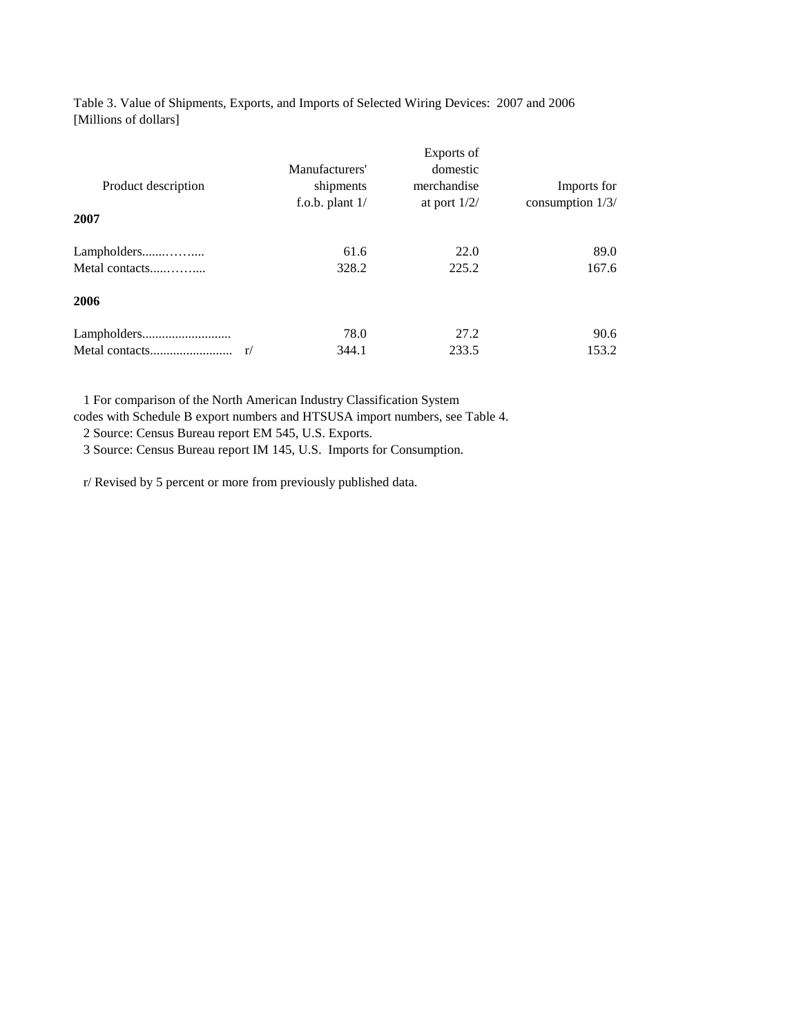Table 3. Value of Shipments, Exports, and Imports of Selected Wiring Devices: 2007 and 2006
[Millions of dollars]

| Product description | Manufacturers' shipments f.o.b. plant 1/ | Exports of domestic merchandise at port 1/2/ | Imports for consumption 1/3/ |
|---|---|---|---|
| **2007** | | | |
| Lampholders.......…….... | 61.6 | 22.0 | 89.0 |
| Metal contacts.....……..... | 328.2 | 225.2 | 167.6 |
| **2006** | | | |
| Lampholders.......................... | 78.0 | 27.2 | 90.6 |
| Metal contacts......................... r/ | 344.1 | 233.5 | 153.2 |

1 For comparison of the North American Industry Classification System codes with Schedule B export numbers and HTSUSA import numbers, see Table 4.
2 Source: Census Bureau report EM 545, U.S. Exports.
3 Source: Census Bureau report IM 145, U.S. Imports for Consumption.

r/ Revised by 5 percent or more from previously published data.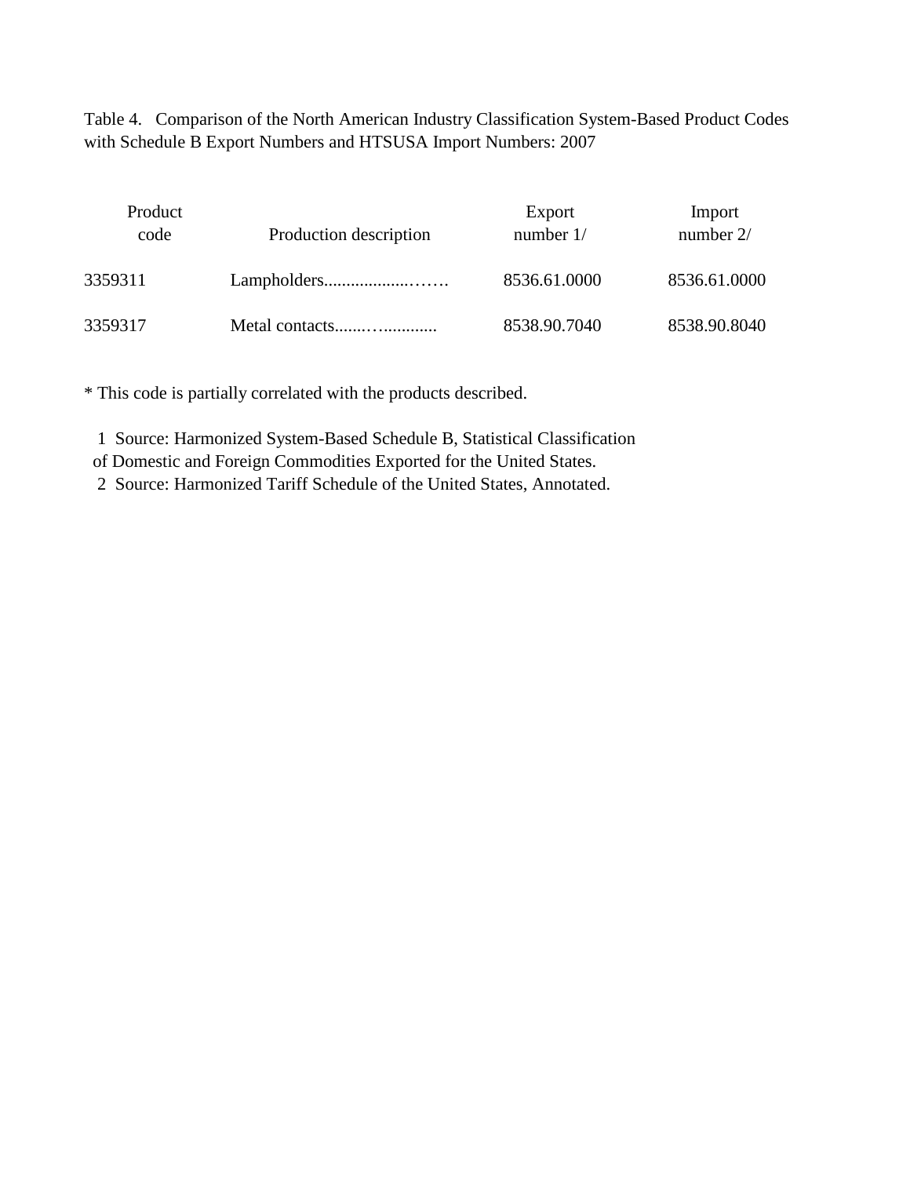Table 4. Comparison of the North American Industry Classification System-Based Product Codes with Schedule B Export Numbers and HTSUSA Import Numbers: 2007

| Product code | Production description | Export number 1/ | Import number 2/ |
|---|---|---|---|
| 3359311 | Lampholders.................……. | 8536.61.0000 | 8536.61.0000 |
| 3359317 | Metal contacts.......…........... | 8538.90.7040 | 8538.90.8040 |

* This code is partially correlated with the products described.

1 Source: Harmonized System-Based Schedule B, Statistical Classification of Domestic and Foreign Commodities Exported for the United States.

2 Source: Harmonized Tariff Schedule of the United States, Annotated.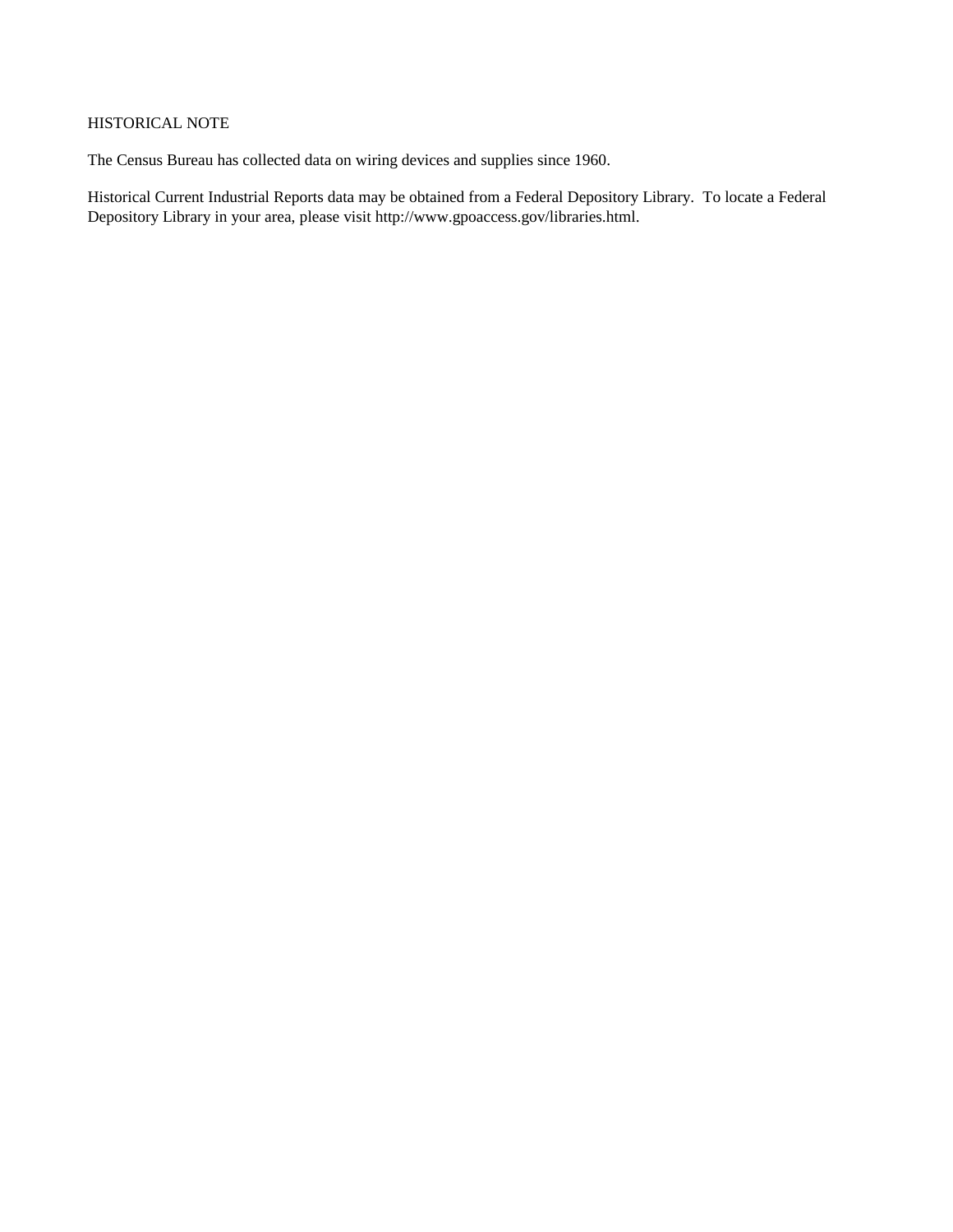HISTORICAL NOTE

The Census Bureau has collected data on wiring devices and supplies since 1960.

Historical Current Industrial Reports data may be obtained from a Federal Depository Library. To locate a Federal Depository Library in your area, please visit http://www.gpoaccess.gov/libraries.html.